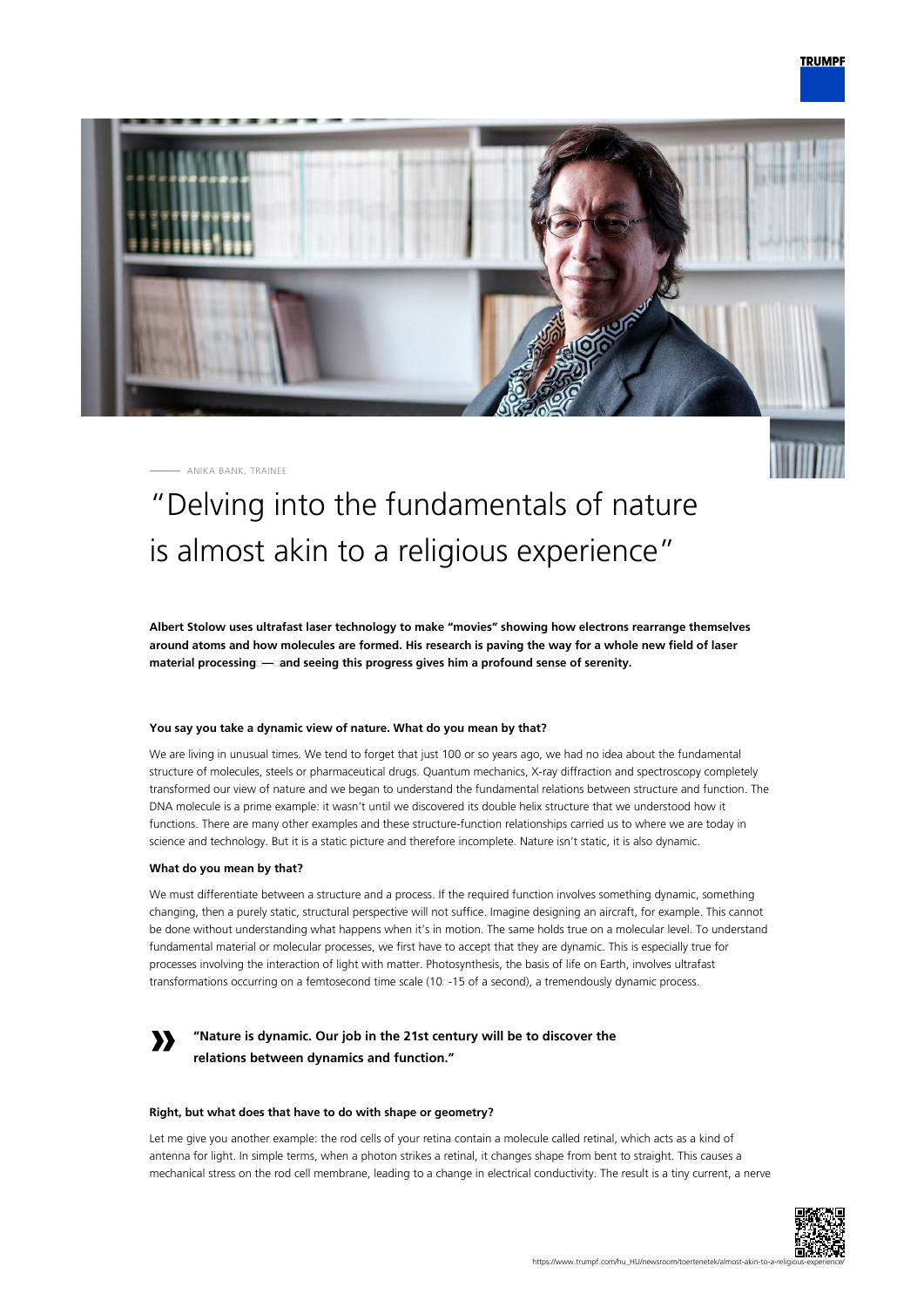ANIKA BANK, TRAINEE

# "Delving into the fundamentals of nature is almost akin to a religious experience"

**Albert Stolow uses ultrafast laser technology to make "movies" showing how electrons rearrange themselves around atoms and how molecules are formed. His research is paving the way for a whole new field of laser material processing — and seeing this progress gives him a profound sense of serenity.**

#### You say you take a dynamic view of nature. What do you mean by that?

We are living in unusual times. We tend to forget that just 100 or so years ago, we had no idea about the fundamental structure of molecules, steels or pharmaceutical drugs. Quantum mechanics, X-ray diffraction and spectroscopy completely transformed our view of nature and we began to understand the fundamental relations between structure and function. The DNA molecule is a prime example: it wasn't until we discovered its double helix structure that we understood how it functions. There are many other examples and these structure-function relationships carried us to where we are today in science and technology. But it is a static picture and therefore incomplete. Nature isn't static, it is also dynamic.

#### What do you mean by that?

We must differentiate between a structure and a process. If the required function involves something dynamic, something changing, then a purely static, structural perspective will not suffice. Imagine designing an aircraft, for example. This cannot be done without understanding what happens when it's in motion. The same holds true on a molecular level. To understand fundamental material or molecular processes, we first have to accept that they are dynamic. This is especially true for processes involving the interaction of light with matter. Photosynthesis, the basis of life on Earth, involves ultrafast transformations occurring on a femtosecond time scale ($10^{-15}$ of a second), a tremendously dynamic process.

> **"Nature is dynamic. Our job in the 21st century will be to discover the relations between dynamics and function."**

#### Right, but what does that have to do with shape or geometry?

Let me give you another example: the rod cells of your retina contain a molecule called retinal, which acts as a kind of antenna for light. In simple terms, when a photon strikes a retinal, it changes shape from bent to straight. This causes a mechanical stress on the rod cell membrane, leading to a change in electrical conductivity. The result is a tiny current, a nerve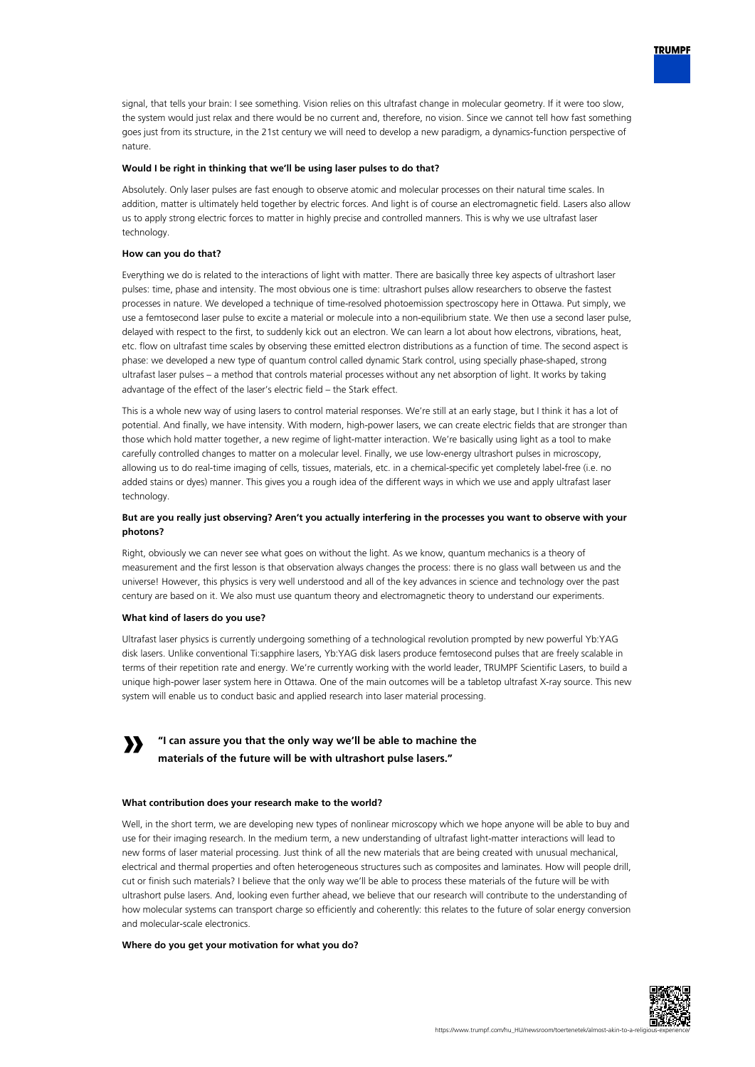signal, that tells your brain: I see something. Vision relies on this ultrafast change in molecular geometry. If it were too slow, the system would just relax and there would be no current and, therefore, no vision. Since we cannot tell how fast something goes just from its structure, in the 21st century we will need to develop a new paradigm, a dynamics-function perspective of nature.

**Would I be right in thinking that we'll be using laser pulses to do that?**

Absolutely. Only laser pulses are fast enough to observe atomic and molecular processes on their natural time scales. In addition, matter is ultimately held together by electric forces. And light is of course an electromagnetic field. Lasers also allow us to apply strong electric forces to matter in highly precise and controlled manners. This is why we use ultrafast laser technology.

**How can you do that?**

Everything we do is related to the interactions of light with matter. There are basically three key aspects of ultrashort laser pulses: time, phase and intensity. The most obvious one is time: ultrashort pulses allow researchers to observe the fastest processes in nature. We developed a technique of time-resolved photoemission spectroscopy here in Ottawa. Put simply, we use a femtosecond laser pulse to excite a material or molecule into a non-equilibrium state. We then use a second laser pulse, delayed with respect to the first, to suddenly kick out an electron. We can learn a lot about how electrons, vibrations, heat, etc. flow on ultrafast time scales by observing these emitted electron distributions as a function of time. The second aspect is phase: we developed a new type of quantum control called dynamic Stark control, using specially phase-shaped, strong ultrafast laser pulses – a method that controls material processes without any net absorption of light. It works by taking advantage of the effect of the laser's electric field – the Stark effect.

This is a whole new way of using lasers to control material responses. We're still at an early stage, but I think it has a lot of potential. And finally, we have intensity. With modern, high-power lasers, we can create electric fields that are stronger than those which hold matter together, a new regime of light-matter interaction. We're basically using light as a tool to make carefully controlled changes to matter on a molecular level. Finally, we use low-energy ultrashort pulses in microscopy, allowing us to do real-time imaging of cells, tissues, materials, etc. in a chemical-specific yet completely label-free (i.e. no added stains or dyes) manner. This gives you a rough idea of the different ways in which we use and apply ultrafast laser technology.

**But are you really just observing? Aren't you actually interfering in the processes you want to observe with your photons?**

Right, obviously we can never see what goes on without the light. As we know, quantum mechanics is a theory of measurement and the first lesson is that observation always changes the process: there is no glass wall between us and the universe! However, this physics is very well understood and all of the key advances in science and technology over the past century are based on it. We also must use quantum theory and electromagnetic theory to understand our experiments.

**What kind of lasers do you use?**

Ultrafast laser physics is currently undergoing something of a technological revolution prompted by new powerful Yb:YAG disk lasers. Unlike conventional Ti:sapphire lasers, Yb:YAG disk lasers produce femtosecond pulses that are freely scalable in terms of their repetition rate and energy. We're currently working with the world leader, TRUMPF Scientific Lasers, to build a unique high-power laser system here in Ottawa. One of the main outcomes will be a tabletop ultrafast X-ray source. This new system will enable us to conduct basic and applied research into laser material processing.

> **"I can assure you that the only way we'll be able to machine the materials of the future will be with ultrashort pulse lasers."**

**What contribution does your research make to the world?**

Well, in the short term, we are developing new types of nonlinear microscopy which we hope anyone will be able to buy and use for their imaging research. In the medium term, a new understanding of ultrafast light-matter interactions will lead to new forms of laser material processing. Just think of all the new materials that are being created with unusual mechanical, electrical and thermal properties and often heterogeneous structures such as composites and laminates. How will people drill, cut or finish such materials? I believe that the only way we'll be able to process these materials of the future will be with ultrashort pulse lasers. And, looking even further ahead, we believe that our research will contribute to the understanding of how molecular systems can transport charge so efficiently and coherently: this relates to the future of solar energy conversion and molecular-scale electronics.

**Where do you get your motivation for what you do?**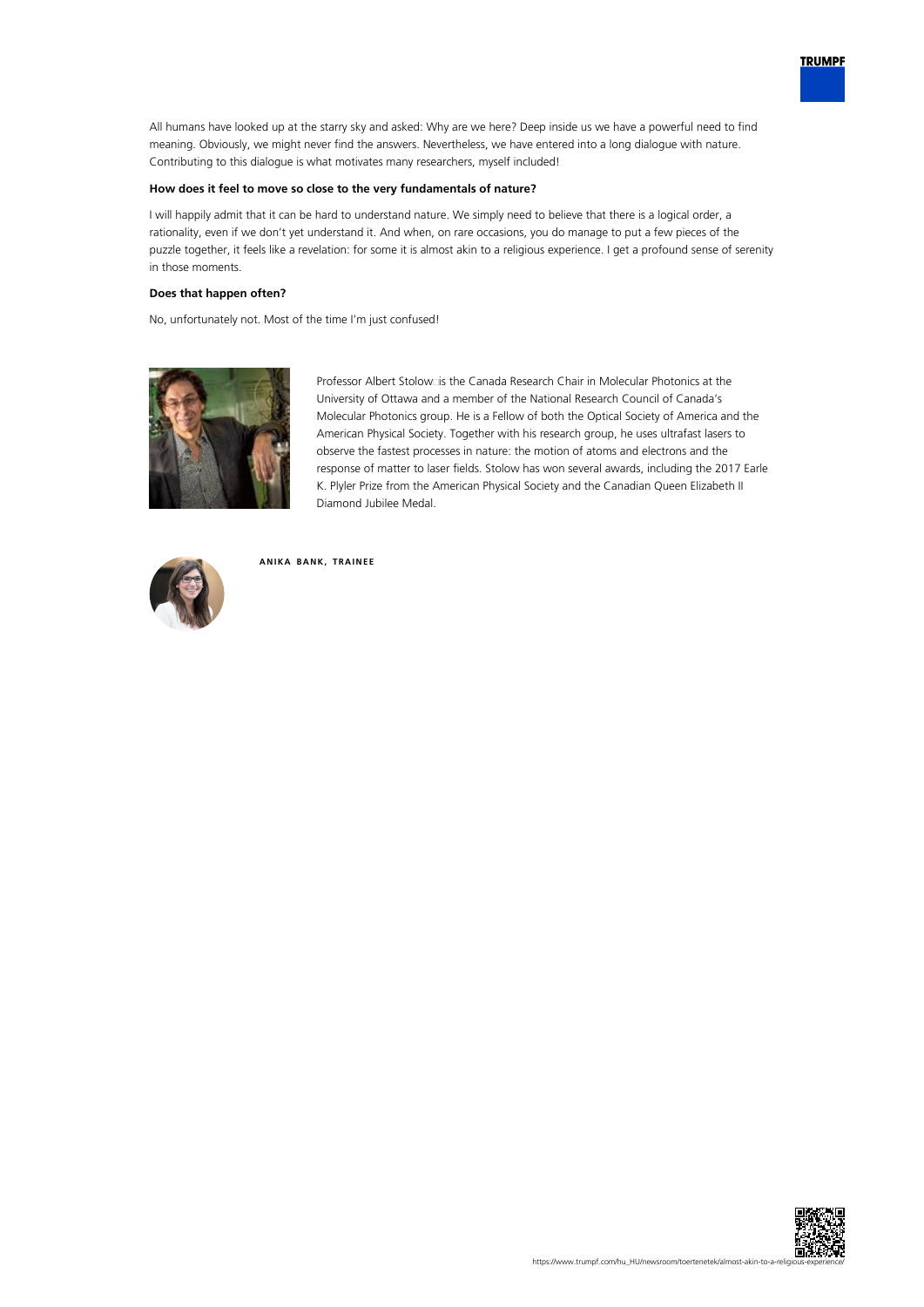All humans have looked up at the starry sky and asked: Why are we here? Deep inside us we have a powerful need to find meaning. Obviously, we might never find the answers. Nevertheless, we have entered into a long dialogue with nature. Contributing to this dialogue is what motivates many researchers, myself included!

**How does it feel to move so close to the very fundamentals of nature?**

I will happily admit that it can be hard to understand nature. We simply need to believe that there is a logical order, a rationality, even if we don't yet understand it. And when, on rare occasions, you do manage to put a few pieces of the puzzle together, it feels like a revelation: for some it is almost akin to a religious experience. I get a profound sense of serenity in those moments.

**Does that happen often?**

No, unfortunately not. Most of the time I'm just confused!

Professor Albert Stolow is the Canada Research Chair in Molecular Photonics at the University of Ottawa and a member of the National Research Council of Canada's Molecular Photonics group. He is a Fellow of both the Optical Society of America and the American Physical Society. Together with his research group, he uses ultrafast lasers to observe the fastest processes in nature: the motion of atoms and electrons and the response of matter to laser fields. Stolow has won several awards, including the 2017 Earle K. Plyler Prize from the American Physical Society and the Canadian Queen Elizabeth II Diamond Jubilee Medal.

ANIKA BANK, TRAINEE